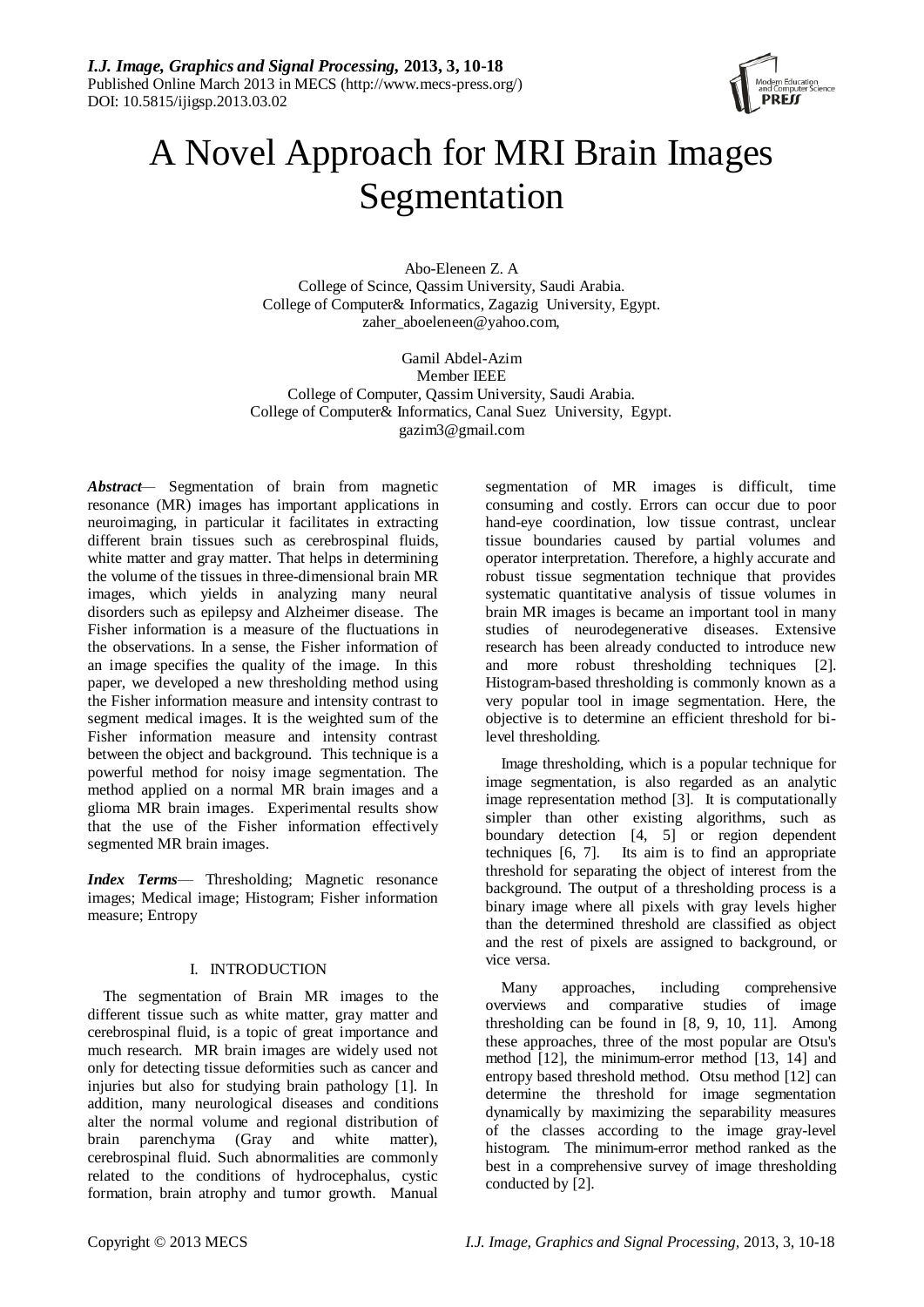# A Novel Approach for MRI Brain Images Segmentation

Abo-Eleneen Z. A
College of Scince, Qassim University, Saudi Arabia.
College of Computer& Informatics, Zagazig University, Egypt.
zaher_aboeleneen@yahoo.com,

Gamil Abdel-Azim
Member IEEE
College of Computer, Qassim University, Saudi Arabia.
College of Computer& Informatics, Canal Suez University, Egypt.
gazim3@gmail.com

***Abstract***— Segmentation of brain from magnetic resonance (MR) images has important applications in neuroimaging, in particular it facilitates in extracting different brain tissues such as cerebrospinal fluids, white matter and gray matter. That helps in determining the volume of the tissues in three-dimensional brain MR images, which yields in analyzing many neural disorders such as epilepsy and Alzheimer disease. The Fisher information is a measure of the fluctuations in the observations. In a sense, the Fisher information of an image specifies the quality of the image. In this paper, we developed a new thresholding method using the Fisher information measure and intensity contrast to segment medical images. It is the weighted sum of the Fisher information measure and intensity contrast between the object and background. This technique is a powerful method for noisy image segmentation. The method applied on a normal MR brain images and a glioma MR brain images. Experimental results show that the use of the Fisher information effectively segmented MR brain images.

***Index Terms***— Thresholding; Magnetic resonance images; Medical image; Histogram; Fisher information measure; Entropy

## I. INTRODUCTION

The segmentation of Brain MR images to the different tissue such as white matter, gray matter and cerebrospinal fluid, is a topic of great importance and much research. MR brain images are widely used not only for detecting tissue deformities such as cancer and injuries but also for studying brain pathology [1]. In addition, many neurological diseases and conditions alter the normal volume and regional distribution of brain parenchyma (Gray and white matter), cerebrospinal fluid. Such abnormalities are commonly related to the conditions of hydrocephalus, cystic formation, brain atrophy and tumor growth. Manual segmentation of MR images is difficult, time consuming and costly. Errors can occur due to poor hand-eye coordination, low tissue contrast, unclear tissue boundaries caused by partial volumes and operator interpretation. Therefore, a highly accurate and robust tissue segmentation technique that provides systematic quantitative analysis of tissue volumes in brain MR images is became an important tool in many studies of neurodegenerative diseases. Extensive research has been already conducted to introduce new and more robust thresholding techniques [2]. Histogram-based thresholding is commonly known as a very popular tool in image segmentation. Here, the objective is to determine an efficient threshold for bi-level thresholding.

Image thresholding, which is a popular technique for image segmentation, is also regarded as an analytic image representation method [3]. It is computationally simpler than other existing algorithms, such as boundary detection [4, 5] or region dependent techniques [6, 7]. Its aim is to find an appropriate threshold for separating the object of interest from the background. The output of a thresholding process is a binary image where all pixels with gray levels higher than the determined threshold are classified as object and the rest of pixels are assigned to background, or vice versa.

Many approaches, including comprehensive overviews and comparative studies of image thresholding can be found in [8, 9, 10, 11]. Among these approaches, three of the most popular are Otsu's method [12], the minimum-error method [13, 14] and entropy based threshold method. Otsu method [12] can determine the threshold for image segmentation dynamically by maximizing the separability measures of the classes according to the image gray-level histogram. The minimum-error method ranked as the best in a comprehensive survey of image thresholding conducted by [2].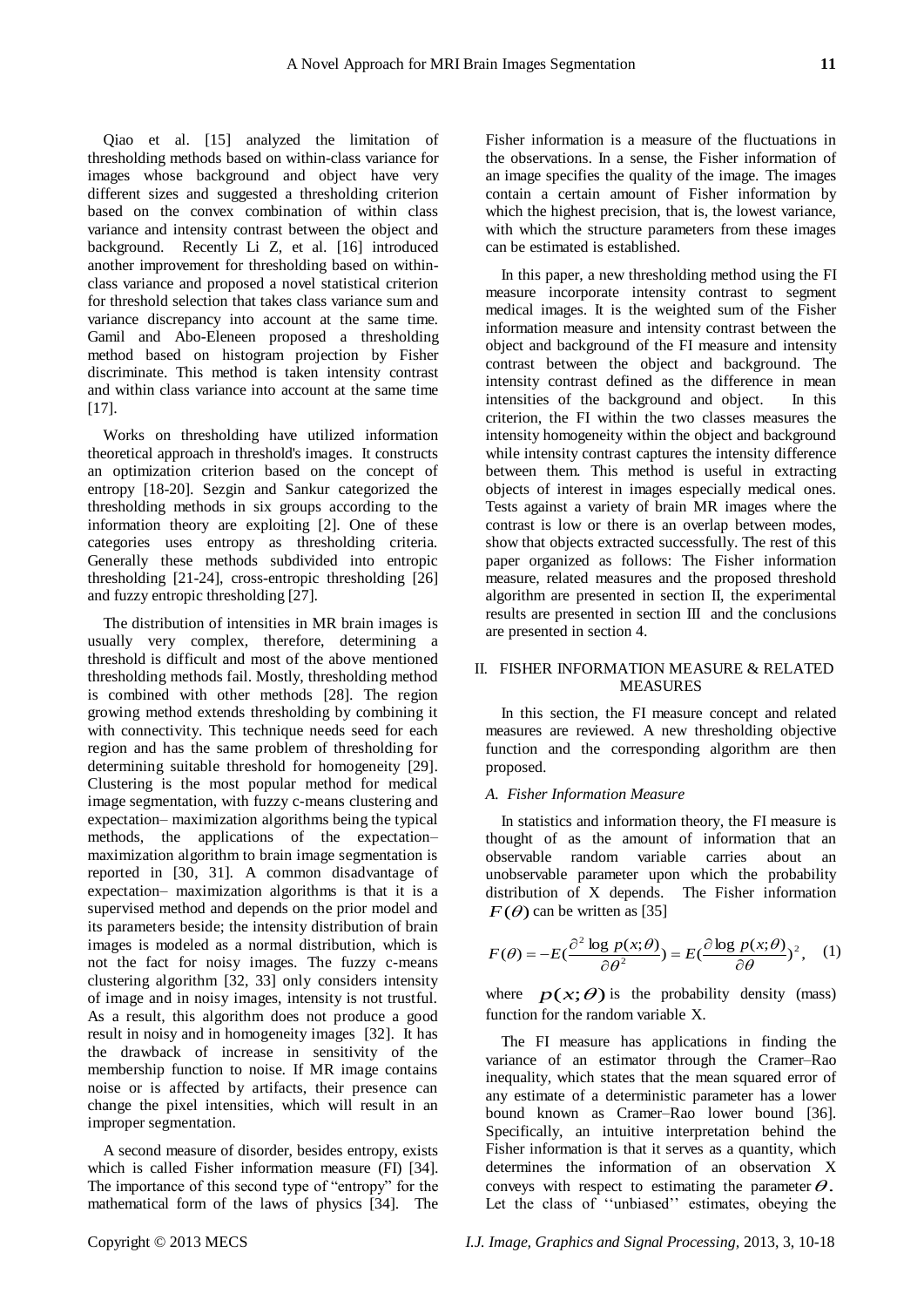Qiao et al. [15] analyzed the limitation of thresholding methods based on within-class variance for images whose background and object have very different sizes and suggested a thresholding criterion based on the convex combination of within class variance and intensity contrast between the object and background. Recently Li Z, et al. [16] introduced another improvement for thresholding based on within-class variance and proposed a novel statistical criterion for threshold selection that takes class variance sum and variance discrepancy into account at the same time. Gamil and Abo-Eleneen proposed a thresholding method based on histogram projection by Fisher discriminate. This method is taken intensity contrast and within class variance into account at the same time [17].

Works on thresholding have utilized information theoretical approach in threshold's images. It constructs an optimization criterion based on the concept of entropy [18-20]. Sezgin and Sankur categorized the thresholding methods in six groups according to the information theory are exploiting [2]. One of these categories uses entropy as thresholding criteria. Generally these methods subdivided into entropic thresholding [21-24], cross-entropic thresholding [26] and fuzzy entropic thresholding [27].

The distribution of intensities in MR brain images is usually very complex, therefore, determining a threshold is difficult and most of the above mentioned thresholding methods fail. Mostly, thresholding method is combined with other methods [28]. The region growing method extends thresholding by combining it with connectivity. This technique needs seed for each region and has the same problem of thresholding for determining suitable threshold for homogeneity [29]. Clustering is the most popular method for medical image segmentation, with fuzzy c-means clustering and expectation– maximization algorithms being the typical methods, the applications of the expectation– maximization algorithm to brain image segmentation is reported in [30, 31]. A common disadvantage of expectation– maximization algorithms is that it is a supervised method and depends on the prior model and its parameters beside; the intensity distribution of brain images is modeled as a normal distribution, which is not the fact for noisy images. The fuzzy c-means clustering algorithm [32, 33] only considers intensity of image and in noisy images, intensity is not trustful. As a result, this algorithm does not produce a good result in noisy and in homogeneity images [32]. It has the drawback of increase in sensitivity of the membership function to noise. If MR image contains noise or is affected by artifacts, their presence can change the pixel intensities, which will result in an improper segmentation.

A second measure of disorder, besides entropy, exists which is called Fisher information measure (FI) [34]. The importance of this second type of "entropy" for the mathematical form of the laws of physics [34]. The Fisher information is a measure of the fluctuations in the observations. In a sense, the Fisher information of an image specifies the quality of the image. The images contain a certain amount of Fisher information by which the highest precision, that is, the lowest variance, with which the structure parameters from these images can be estimated is established.

In this paper, a new thresholding method using the FI measure incorporate intensity contrast to segment medical images. It is the weighted sum of the Fisher information measure and intensity contrast between the object and background of the FI measure and intensity contrast between the object and background. The intensity contrast defined as the difference in mean intensities of the background and object. In this criterion, the FI within the two classes measures the intensity homogeneity within the object and background while intensity contrast captures the intensity difference between them. This method is useful in extracting objects of interest in images especially medical ones. Tests against a variety of brain MR images where the contrast is low or there is an overlap between modes, show that objects extracted successfully. The rest of this paper organized as follows: The Fisher information measure, related measures and the proposed threshold algorithm are presented in section II, the experimental results are presented in section III and the conclusions are presented in section 4.

## II. FISHER INFORMATION MEASURE & RELATED MEASURES

In this section, the FI measure concept and related measures are reviewed. A new thresholding objective function and the corresponding algorithm are then proposed.

### *A. Fisher Information Measure*

In statistics and information theory, the FI measure is thought of as the amount of information that an observable random variable carries about an unobservable parameter upon which the probability distribution of X depends. The Fisher information $F(\theta)$ can be written as [35]

$$F(\theta) = -E(\frac{\partial^2 \log p(x;\theta)}{\partial \theta^2}) = E(\frac{\partial \log p(x;\theta)}{\partial \theta})^2, \quad (1)$$

where $p(x;\theta)$ is the probability density (mass) function for the random variable X.

The FI measure has applications in finding the variance of an estimator through the Cramer–Rao inequality, which states that the mean squared error of any estimate of a deterministic parameter has a lower bound known as Cramer–Rao lower bound [36]. Specifically, an intuitive interpretation behind the Fisher information is that it serves as a quantity, which determines the information of an observation X conveys with respect to estimating the parameter $\theta$. Let the class of ''unbiased'' estimates, obeying the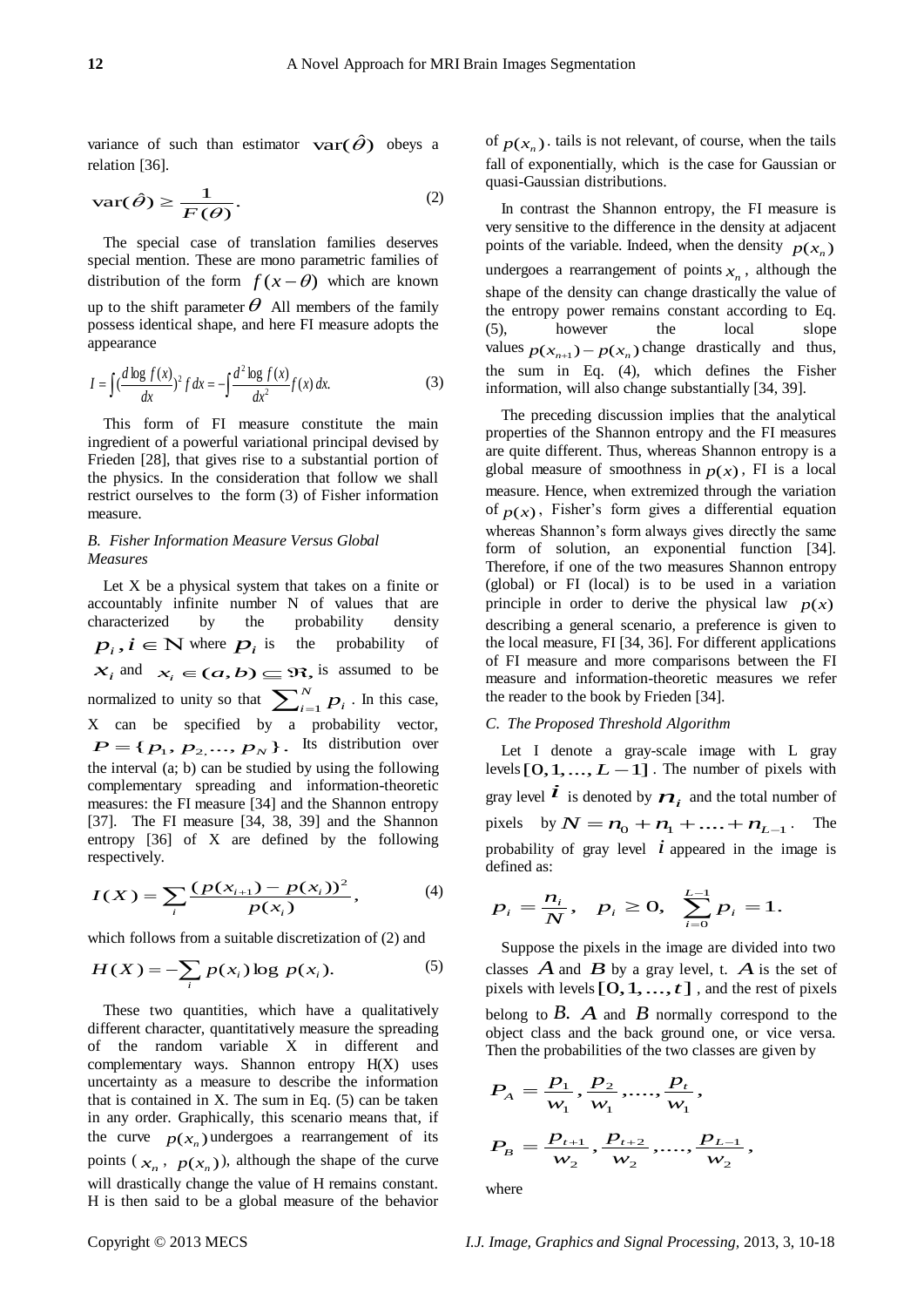variance of such than estimator $\mathbf{var}(\hat{\theta})$ obeys a relation [36].

$$\mathbf{var}(\hat{\theta}) \geq \frac{1}{F(\theta)}. \tag{2}$$

The special case of translation families deserves special mention. These are mono parametric families of distribution of the form $f(x-\theta)$ which are known up to the shift parameter $\theta$ All members of the family possess identical shape, and here FI measure adopts the appearance

$$I = \int (\frac{d \log f(x)}{dx})^2 f\, dx = -\int \frac{d^2 \log f(x)}{dx^2} f(x)\, dx. \tag{3}$$

This form of FI measure constitute the main ingredient of a powerful variational principal devised by Frieden [28], that gives rise to a substantial portion of the physics. In the consideration that follow we shall restrict ourselves to the form (3) of Fisher information measure.

### *B. Fisher Information Measure Versus Global Measures*

Let X be a physical system that takes on a finite or accountably infinite number N of values that are characterized by the probability density $p_i, i \in \mathbb{N}$ where $p_i$ is the probability of $x_i$ and $x_i \in (a,b) \subseteq \Re$, is assumed to be normalized to unity so that $\sum_{i=1}^{N} p_i$ . In this case, X can be specified by a probability vector, $P = \{p_1, p_2, ..., p_N\}$. Its distribution over the interval (a; b) can be studied by using the following complementary spreading and information-theoretic measures: the FI measure [34] and the Shannon entropy [37]. The FI measure [34, 38, 39] and the Shannon entropy [36] of X are defined by the following respectively.

$$I(X) = \sum_i \frac{(p(x_{i+1}) - p(x_i))^2}{p(x_i)}, \tag{4}$$

which follows from a suitable discretization of (2) and

$$H(X) = -\sum_i p(x_i) \log\, p(x_i). \tag{5}$$

These two quantities, which have a qualitatively different character, quantitatively measure the spreading of the random variable X in different and complementary ways. Shannon entropy H(X) uses uncertainty as a measure to describe the information that is contained in X. The sum in Eq. (5) can be taken in any order. Graphically, this scenario means that, if the curve $p(x_n)$ undergoes a rearrangement of its points ( $x_n$, $p(x_n)$), although the shape of the curve will drastically change the value of H remains constant. H is then said to be a global measure of the behavior of $p(x_n)$. tails is not relevant, of course, when the tails fall of exponentially, which is the case for Gaussian or quasi-Gaussian distributions.

In contrast the Shannon entropy, the FI measure is very sensitive to the difference in the density at adjacent points of the variable. Indeed, when the density $p(x_n)$ undergoes a rearrangement of points $x_n$, although the shape of the density can change drastically the value of the entropy power remains constant according to Eq. (5), however the local slope values $p(x_{n+1}) - p(x_n)$ change drastically and thus, the sum in Eq. (4), which defines the Fisher information, will also change substantially [34, 39].

The preceding discussion implies that the analytical properties of the Shannon entropy and the FI measures are quite different. Thus, whereas Shannon entropy is a global measure of smoothness in $p(x)$, FI is a local measure. Hence, when extremized through the variation of $p(x)$, Fisher's form gives a differential equation whereas Shannon's form always gives directly the same form of solution, an exponential function [34]. Therefore, if one of the two measures Shannon entropy (global) or FI (local) is to be used in a variation principle in order to derive the physical law $p(x)$ describing a general scenario, a preference is given to the local measure, FI [34, 36]. For different applications of FI measure and more comparisons between the FI measure and information-theoretic measures we refer the reader to the book by Frieden [34].

### *C. The Proposed Threshold Algorithm*

Let I denote a gray-scale image with L gray levels $[0, 1, \dots, L-1]$. The number of pixels with gray level $i$ is denoted by $n_i$ and the total number of pixels by $N = n_0 + n_1 + \dots + n_{L-1}$. The probability of gray level $i$ appeared in the image is defined as:

$$p_i = \frac{n_i}{N}, \quad p_i \geq 0, \quad \sum_{i=0}^{L-1} p_i = 1.$$

Suppose the pixels in the image are divided into two classes $A$ and $B$ by a gray level, t. $A$ is the set of pixels with levels $[0, 1, \dots, t]$, and the rest of pixels belong to $B$. $A$ and $B$ normally correspond to the object class and the back ground one, or vice versa. Then the probabilities of the two classes are given by

$$P_A = \frac{p_1}{w_1}, \frac{p_2}{w_1}, \dots, \frac{p_t}{w_1},$$

$$P_B = \frac{p_{t+1}}{w_2}, \frac{p_{t+2}}{w_2}, \dots, \frac{p_{L-1}}{w_2},$$

where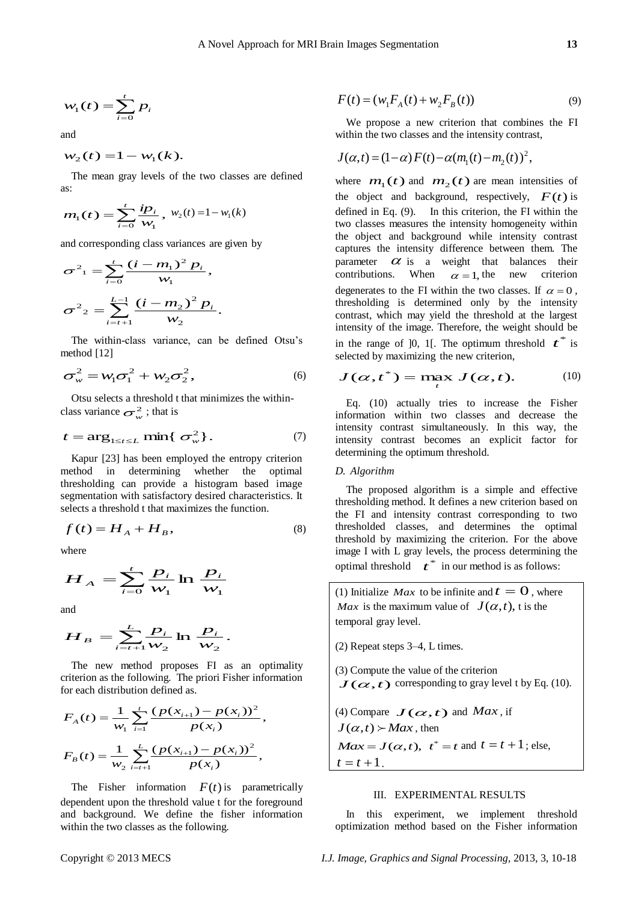$$w_1(t) = \sum_{i=0}^{t} p_i$$

and

$$w_2(t) = 1 - w_1(k).$$

The mean gray levels of the two classes are defined as:

$$m_1(t) = \sum_{i=0}^{t} \frac{ip_i}{w_1}, \quad w_2(t) = 1 - w_1(k)$$

and corresponding class variances are given by

$$\sigma^2{}_1 = \sum_{i=0}^{t} \frac{(i - m_1)^2 \, p_i}{w_1},$$

$$\sigma^2{}_2 = \sum_{i=t+1}^{L-1} \frac{(i - m_2)^2 \, p_i}{w_2}.$$

The within-class variance, can be defined Otsu's method [12]

$$\sigma_w^2 = w_1 \sigma_1^2 + w_2 \sigma_2^2, \tag{6}$$

Otsu selects a threshold t that minimizes the within-class variance $\sigma_w^2$ ; that is

$$t = \arg_{1 \le t \le L} \min\{\sigma_w^2\}. \tag{7}$$

Kapur [23] has been employed the entropy criterion method in determining whether the optimal thresholding can provide a histogram based image segmentation with satisfactory desired characteristics. It selects a threshold t that maximizes the function.

$$f(t) = H_A + H_B, \tag{8}$$

where

$$H_A = \sum_{i=0}^{t} \frac{p_i}{w_1} \ln \frac{p_i}{w_1}$$

and

$$H_B = \sum_{i=t+1}^{L} \frac{p_i}{w_2} \ln \frac{p_i}{w_2}.$$

The new method proposes FI as an optimality criterion as the following. The priori Fisher information for each distribution defined as.

$$F_A(t) = \frac{1}{w_1} \sum_{i=1}^{t} \frac{(p(x_{i+1}) - p(x_i))^2}{p(x_i)},$$

$$F_B(t) = \frac{1}{w_2} \sum_{i=t+1}^{L} \frac{(p(x_{i+1}) - p(x_i))^2}{p(x_i)},$$

The Fisher information $F(t)$ is parametrically dependent upon the threshold value t for the foreground and background. We define the fisher information within the two classes as the following.

$$F(t) = (w_1 F_A(t) + w_2 F_B(t)) \tag{9}$$

We propose a new criterion that combines the FI within the two classes and the intensity contrast,

$$J(\alpha, t) = (1 - \alpha) F(t) - \alpha (m_1(t) - m_2(t))^2,$$

where $m_1(t)$ and $m_2(t)$ are mean intensities of the object and background, respectively, $F(t)$ is defined in Eq. (9). In this criterion, the FI within the two classes measures the intensity homogeneity within the object and background while intensity contrast captures the intensity difference between them. The parameter $\alpha$ is a weight that balances their contributions. When $\alpha = 1$, the new criterion degenerates to the FI within the two classes. If $\alpha = 0$, thresholding is determined only by the intensity contrast, which may yield the threshold at the largest intensity of the image. Therefore, the weight should be in the range of ]0, 1[. The optimum threshold $t^*$ is selected by maximizing the new criterion,

$$J(\alpha, t^*) = \max_t J(\alpha, t). \tag{10}$$

Eq. (10) actually tries to increase the Fisher information within two classes and decrease the intensity contrast simultaneously. In this way, the intensity contrast becomes an explicit factor for determining the optimum threshold.

*D. Algorithm*

The proposed algorithm is a simple and effective thresholding method. It defines a new criterion based on the FI and intensity contrast corresponding to two thresholded classes, and determines the optimal threshold by maximizing the criterion. For the above image I with L gray levels, the process determining the optimal threshold $t^*$ in our method is as follows:

(1) Initialize $Max$ to be infinite and $t = 0$, where $Max$ is the maximum value of $J(\alpha, t)$, t is the temporal gray level.

(2) Repeat steps 3–4, L times.

(3) Compute the value of the criterion $J(\alpha, t)$ corresponding to gray level t by Eq. (10).

(4) Compare $J(\alpha, t)$ and $Max$, if $J(\alpha, t) \succ Max$, then $Max = J(\alpha, t)$, $t^* = t$ and $t = t + 1$; else, $t = t + 1$.

## III. EXPERIMENTAL RESULTS

In this experiment, we implement threshold optimization method based on the Fisher information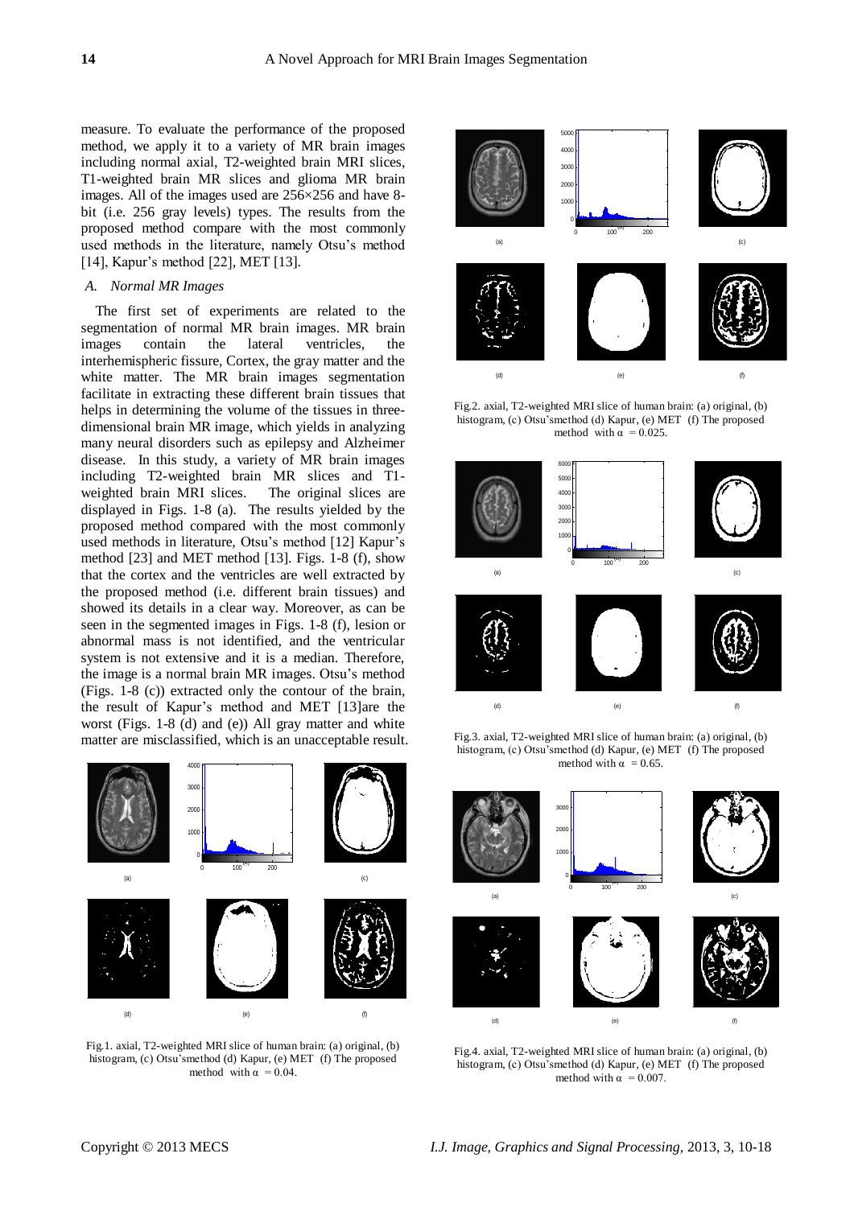measure. To evaluate the performance of the proposed method, we apply it to a variety of MR brain images including normal axial, T2-weighted brain MRI slices, T1-weighted brain MR slices and glioma MR brain images. All of the images used are 256×256 and have 8-bit (i.e. 256 gray levels) types. The results from the proposed method compare with the most commonly used methods in the literature, namely Otsu's method [14], Kapur's method [22], MET [13].

### *A. Normal MR Images*

The first set of experiments are related to the segmentation of normal MR brain images. MR brain images contain the lateral ventricles, the interhemispheric fissure, Cortex, the gray matter and the white matter. The MR brain images segmentation facilitate in extracting these different brain tissues that helps in determining the volume of the tissues in three-dimensional brain MR image, which yields in analyzing many neural disorders such as epilepsy and Alzheimer disease. In this study, a variety of MR brain images including T2-weighted brain MR slices and T1-weighted brain MRI slices. The original slices are displayed in Figs. 1-8 (a). The results yielded by the proposed method compared with the most commonly used methods in literature, Otsu's method [12] Kapur's method [23] and MET method [13]. Figs. 1-8 (f), show that the cortex and the ventricles are well extracted by the proposed method (i.e. different brain tissues) and showed its details in a clear way. Moreover, as can be seen in the segmented images in Figs. 1-8 (f), lesion or abnormal mass is not identified, and the ventricular system is not extensive and it is a median. Therefore, the image is a normal brain MR images. Otsu's method (Figs. 1-8 (c)) extracted only the contour of the brain, the result of Kapur's method and MET [13]are the worst (Figs. 1-8 (d) and (e)) All gray matter and white matter are misclassified, which is an unacceptable result.

Fig.1. axial, T2-weighted MRI slice of human brain: (a) original, (b) histogram, (c) Otsu'smethod (d) Kapur, (e) MET (f) The proposed method with $\alpha = 0.04$.

Fig.2. axial, T2-weighted MRI slice of human brain: (a) original, (b) histogram, (c) Otsu'smethod (d) Kapur, (e) MET (f) The proposed method with $\alpha = 0.025$.

Fig.3. axial, T2-weighted MRI slice of human brain: (a) original, (b) histogram, (c) Otsu'smethod (d) Kapur, (e) MET (f) The proposed method with $\alpha = 0.65$.

Fig.4. axial, T2-weighted MRI slice of human brain: (a) original, (b) histogram, (c) Otsu'smethod (d) Kapur, (e) MET (f) The proposed method with $\alpha = 0.007$.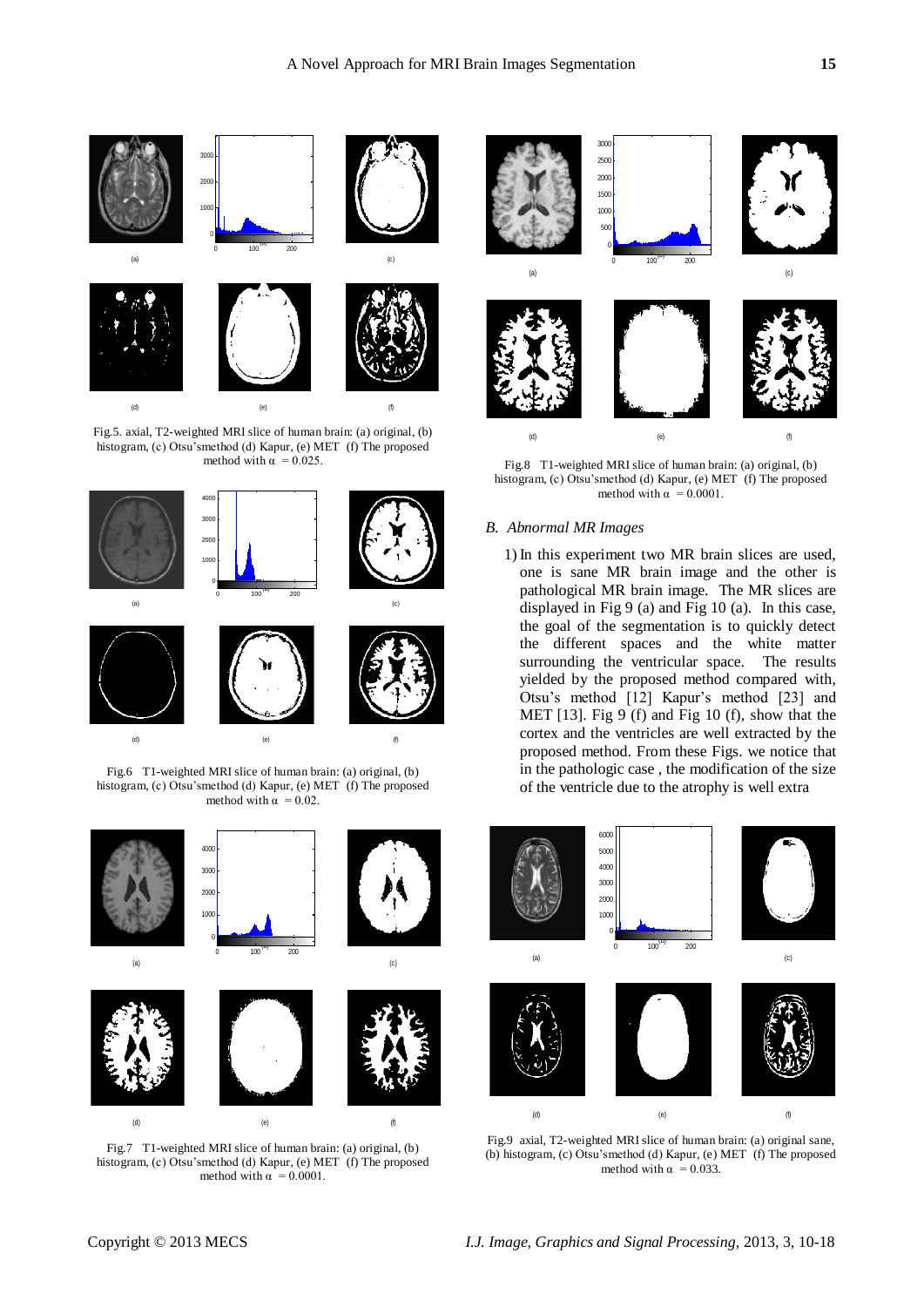Fig.5. axial, T2-weighted MRI slice of human brain: (a) original, (b) histogram, (c) Otsu'smethod (d) Kapur, (e) MET (f) The proposed method with $\alpha = 0.025$.

Fig.6 T1-weighted MRI slice of human brain: (a) original, (b) histogram, (c) Otsu'smethod (d) Kapur, (e) MET (f) The proposed method with $\alpha = 0.02$.

Fig.7 T1-weighted MRI slice of human brain: (a) original, (b) histogram, (c) Otsu'smethod (d) Kapur, (e) MET (f) The proposed method with $\alpha = 0.0001$.

Fig.8 T1-weighted MRI slice of human brain: (a) original, (b) histogram, (c) Otsu'smethod (d) Kapur, (e) MET (f) The proposed method with $\alpha = 0.0001$.

### *B. Abnormal MR Images*

1) In this experiment two MR brain slices are used, one is sane MR brain image and the other is pathological MR brain image. The MR slices are displayed in Fig 9 (a) and Fig 10 (a). In this case, the goal of the segmentation is to quickly detect the different spaces and the white matter surrounding the ventricular space. The results yielded by the proposed method compared with, Otsu's method [12] Kapur's method [23] and MET [13]. Fig 9 (f) and Fig 10 (f), show that the cortex and the ventricles are well extracted by the proposed method. From these Figs. we notice that in the pathologic case , the modification of the size of the ventricle due to the atrophy is well extra

Fig.9 axial, T2-weighted MRI slice of human brain: (a) original sane, (b) histogram, (c) Otsu'smethod (d) Kapur, (e) MET (f) The proposed method with $\alpha = 0.033$.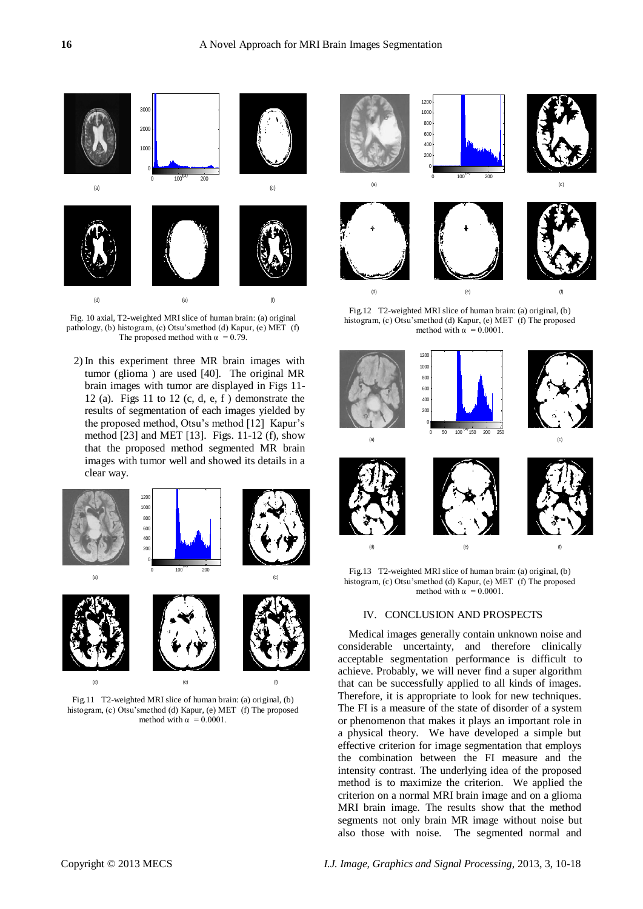Fig. 10 axial, T2-weighted MRI slice of human brain: (a) original pathology, (b) histogram, (c) Otsu'smethod (d) Kapur, (e) MET (f) The proposed method with $\alpha = 0.79$.

2) In this experiment three MR brain images with tumor (glioma ) are used [40]. The original MR brain images with tumor are displayed in Figs 11-12 (a). Figs 11 to 12 (c, d, e, f ) demonstrate the results of segmentation of each images yielded by the proposed method, Otsu's method [12] Kapur's method [23] and MET [13]. Figs. 11-12 (f), show that the proposed method segmented MR brain images with tumor well and showed its details in a clear way.

Fig.11 T2-weighted MRI slice of human brain: (a) original, (b) histogram, (c) Otsu'smethod (d) Kapur, (e) MET (f) The proposed method with $\alpha = 0.0001$.

Fig.12 T2-weighted MRI slice of human brain: (a) original, (b) histogram, (c) Otsu'smethod (d) Kapur, (e) MET (f) The proposed method with $\alpha = 0.0001$.

Fig.13 T2-weighted MRI slice of human brain: (a) original, (b) histogram, (c) Otsu'smethod (d) Kapur, (e) MET (f) The proposed method with $\alpha = 0.0001$.

## IV. CONCLUSION AND PROSPECTS

Medical images generally contain unknown noise and considerable uncertainty, and therefore clinically acceptable segmentation performance is difficult to achieve. Probably, we will never find a super algorithm that can be successfully applied to all kinds of images. Therefore, it is appropriate to look for new techniques. The FI is a measure of the state of disorder of a system or phenomenon that makes it plays an important role in a physical theory. We have developed a simple but effective criterion for image segmentation that employs the combination between the FI measure and the intensity contrast. The underlying idea of the proposed method is to maximize the criterion. We applied the criterion on a normal MRI brain image and on a glioma MRI brain image. The results show that the method segments not only brain MR image without noise but also those with noise. The segmented normal and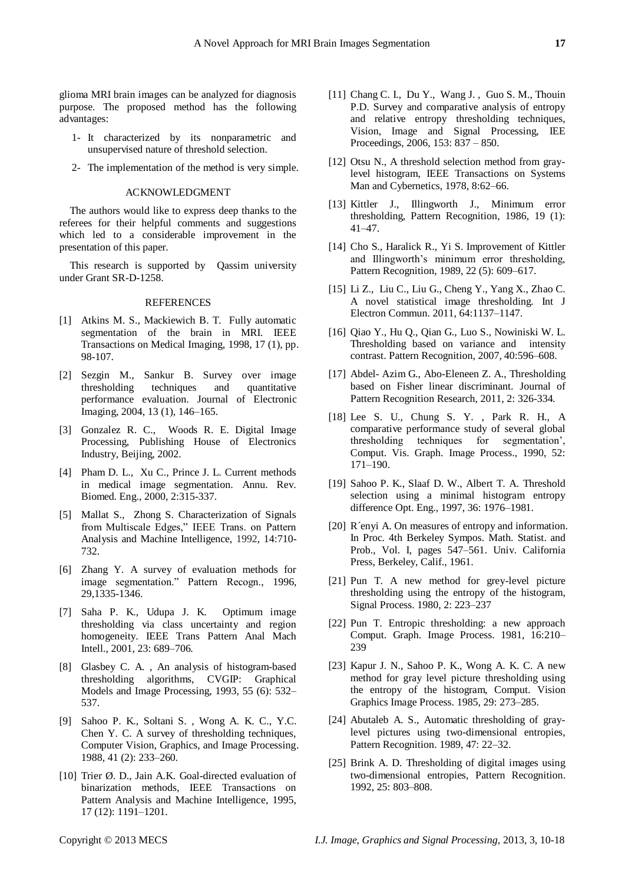glioma MRI brain images can be analyzed for diagnosis purpose. The proposed method has the following advantages:

1- It characterized by its nonparametric and unsupervised nature of threshold selection.

2- The implementation of the method is very simple.

## ACKNOWLEDGMENT

The authors would like to express deep thanks to the referees for their helpful comments and suggestions which led to a considerable improvement in the presentation of this paper.

This research is supported by Qassim university under Grant SR-D-1258.

## REFERENCES

[1] Atkins M. S., Mackiewich B. T. Fully automatic segmentation of the brain in MRI. IEEE Transactions on Medical Imaging, 1998, 17 (1), pp. 98-107.

[2] Sezgin M., Sankur B. Survey over image thresholding techniques and quantitative performance evaluation. Journal of Electronic Imaging, 2004, 13 (1), 146–165.

[3] Gonzalez R. C., Woods R. E. Digital Image Processing, Publishing House of Electronics Industry, Beijing, 2002.

[4] Pham D. L., Xu C., Prince J. L. Current methods in medical image segmentation. Annu. Rev. Biomed. Eng., 2000, 2:315-337.

[5] Mallat S., Zhong S. Characterization of Signals from Multiscale Edges," IEEE Trans. on Pattern Analysis and Machine Intelligence, 1992, 14:710-732.

[6] Zhang Y. A survey of evaluation methods for image segmentation." Pattern Recogn., 1996, 29,1335-1346.

[7] Saha P. K., Udupa J. K. Optimum image thresholding via class uncertainty and region homogeneity. IEEE Trans Pattern Anal Mach Intell., 2001, 23: 689–706.

[8] Glasbey C. A. , An analysis of histogram-based thresholding algorithms, CVGIP: Graphical Models and Image Processing, 1993, 55 (6): 532–537.

[9] Sahoo P. K., Soltani S. , Wong A. K. C., Y.C. Chen Y. C. A survey of thresholding techniques, Computer Vision, Graphics, and Image Processing. 1988, 41 (2): 233–260.

[10] Trier Ø. D., Jain A.K. Goal-directed evaluation of binarization methods, IEEE Transactions on Pattern Analysis and Machine Intelligence, 1995, 17 (12): 1191–1201.

[11] Chang C. I., Du Y., Wang J. , Guo S. M., Thouin P.D. Survey and comparative analysis of entropy and relative entropy thresholding techniques, Vision, Image and Signal Processing, IEE Proceedings, 2006, 153: 837 – 850.

[12] Otsu N., A threshold selection method from gray-level histogram, IEEE Transactions on Systems Man and Cybernetics, 1978, 8:62–66.

[13] Kittler J., Illingworth J., Minimum error thresholding, Pattern Recognition, 1986, 19 (1): 41–47.

[14] Cho S., Haralick R., Yi S. Improvement of Kittler and Illingworth's minimum error thresholding, Pattern Recognition, 1989, 22 (5): 609–617.

[15] Li Z., Liu C., Liu G., Cheng Y., Yang X., Zhao C. A novel statistical image thresholding. Int J Electron Commun. 2011, 64:1137–1147.

[16] Qiao Y., Hu Q., Qian G., Luo S., Nowiniski W. L. Thresholding based on variance and intensity contrast. Pattern Recognition, 2007, 40:596–608.

[17] Abdel- Azim G., Abo-Eleneen Z. A., Thresholding based on Fisher linear discriminant. Journal of Pattern Recognition Research, 2011, 2: 326-334.

[18] Lee S. U., Chung S. Y. , Park R. H., A comparative performance study of several global thresholding techniques for segmentation', Comput. Vis. Graph. Image Process., 1990, 52: 171–190.

[19] Sahoo P. K., Slaaf D. W., Albert T. A. Threshold selection using a minimal histogram entropy difference Opt. Eng., 1997, 36: 1976–1981.

[20] R´enyi A. On measures of entropy and information. In Proc. 4th Berkeley Sympos. Math. Statist. and Prob., Vol. I, pages 547–561. Univ. California Press, Berkeley, Calif., 1961.

[21] Pun T. A new method for grey-level picture thresholding using the entropy of the histogram, Signal Process. 1980, 2: 223–237

[22] Pun T. Entropic thresholding: a new approach Comput. Graph. Image Process. 1981, 16:210–239

[23] Kapur J. N., Sahoo P. K., Wong A. K. C. A new method for gray level picture thresholding using the entropy of the histogram, Comput. Vision Graphics Image Process. 1985, 29: 273–285.

[24] Abutaleb A. S., Automatic thresholding of gray-level pictures using two-dimensional entropies, Pattern Recognition. 1989, 47: 22–32.

[25] Brink A. D. Thresholding of digital images using two-dimensional entropies, Pattern Recognition. 1992, 25: 803–808.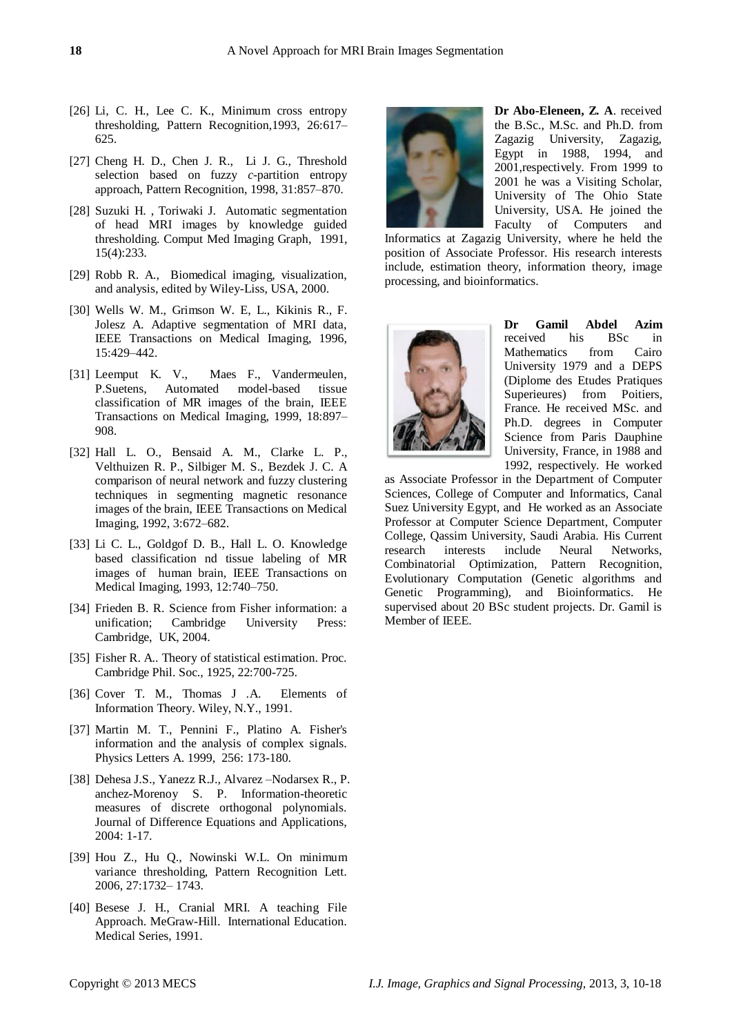[26] Li, C. H., Lee C. K., Minimum cross entropy thresholding, Pattern Recognition,1993, 26:617–625.

[27] Cheng H. D., Chen J. R., Li J. G., Threshold selection based on fuzzy *c*-partition entropy approach, Pattern Recognition, 1998, 31:857–870.

[28] Suzuki H. , Toriwaki J. Automatic segmentation of head MRI images by knowledge guided thresholding. Comput Med Imaging Graph, 1991, 15(4):233.

[29] Robb R. A., Biomedical imaging, visualization, and analysis, edited by Wiley-Liss, USA, 2000.

[30] Wells W. M., Grimson W. E, L., Kikinis R., F. Jolesz A. Adaptive segmentation of MRI data, IEEE Transactions on Medical Imaging, 1996, 15:429–442.

[31] Leemput K. V., Maes F., Vandermeulen, P.Suetens, Automated model-based tissue classification of MR images of the brain, IEEE Transactions on Medical Imaging, 1999, 18:897–908.

[32] Hall L. O., Bensaid A. M., Clarke L. P., Velthuizen R. P., Silbiger M. S., Bezdek J. C. A comparison of neural network and fuzzy clustering techniques in segmenting magnetic resonance images of the brain, IEEE Transactions on Medical Imaging, 1992, 3:672–682.

[33] Li C. L., Goldgof D. B., Hall L. O. Knowledge based classification nd tissue labeling of MR images of human brain, IEEE Transactions on Medical Imaging, 1993, 12:740–750.

[34] Frieden B. R. Science from Fisher information: a unification; Cambridge University Press: Cambridge, UK, 2004.

[35] Fisher R. A.. Theory of statistical estimation. Proc. Cambridge Phil. Soc., 1925, 22:700-725.

[36] Cover T. M., Thomas J .A. Elements of Information Theory. Wiley, N.Y., 1991.

[37] Martin M. T., Pennini F., Platino A. Fisher's information and the analysis of complex signals. Physics Letters A. 1999, 256: 173-180.

[38] Dehesa J.S., Yanezz R.J., Alvarez –Nodarsex R., P. anchez-Morenoy S. P. Information-theoretic measures of discrete orthogonal polynomials. Journal of Difference Equations and Applications, 2004: 1-17.

[39] Hou Z., Hu Q., Nowinski W.L. On minimum variance thresholding, Pattern Recognition Lett. 2006, 27:1732– 1743.

[40] Besese J. H., Cranial MRI. A teaching File Approach. MeGraw-Hill. International Education. Medical Series, 1991.

**Dr Abo-Eleneen, Z. A**. received the B.Sc., M.Sc. and Ph.D. from Zagazig University, Zagazig, Egypt in 1988, 1994, and 2001,respectively. From 1999 to 2001 he was a Visiting Scholar, University of The Ohio State University, USA. He joined the Faculty of Computers and Informatics at Zagazig University, where he held the position of Associate Professor. His research interests include, estimation theory, information theory, image processing, and bioinformatics.

**Dr Gamil Abdel Azim** received his BSc in Mathematics from Cairo University 1979 and a DEPS (Diplome des Etudes Pratiques Superieures) from Poitiers, France. He received MSc. and Ph.D. degrees in Computer Science from Paris Dauphine University, France, in 1988 and 1992, respectively. He worked as Associate Professor in the Department of Computer Sciences, College of Computer and Informatics, Canal Suez University Egypt, and He worked as an Associate Professor at Computer Science Department, Computer College, Qassim University, Saudi Arabia. His Current research interests include Neural Networks, Combinatorial Optimization, Pattern Recognition, Evolutionary Computation (Genetic algorithms and Genetic Programming), and Bioinformatics. He supervised about 20 BSc student projects. Dr. Gamil is Member of IEEE.